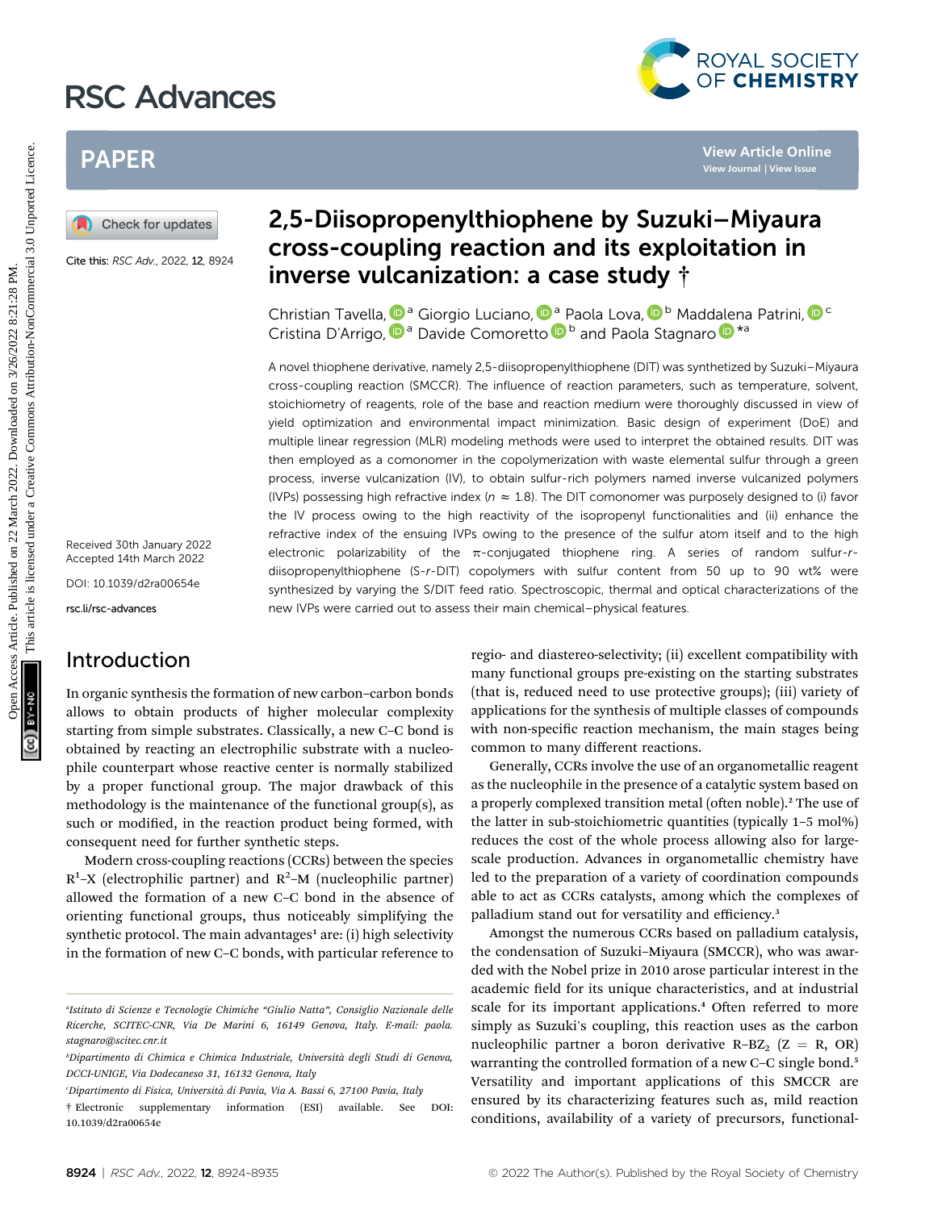# 2,5-Diisopropenylthiophene by Suzuki–Miyaura cross-coupling reaction and its exploitation in inverse vulcanization: a case study †

Christian Tavella,[a] Giorgio Luciano,[a] Paola Lova,[b] Maddalena Patrini,[c] Cristina D'Arrigo,[a] Davide Comoretto[b] and Paola Stagnaro*[a]

Cite this: *RSC Adv.*, 2022, **12**, 8924

Received 30th January 2022
Accepted 14th March 2022

DOI: 10.1039/d2ra00654e

rsc.li/rsc-advances

A novel thiophene derivative, namely 2,5-diisopropenylthiophene (DIT) was synthetized by Suzuki–Miyaura cross-coupling reaction (SMCCR). The influence of reaction parameters, such as temperature, solvent, stoichiometry of reagents, role of the base and reaction medium were thoroughly discussed in view of yield optimization and environmental impact minimization. Basic design of experiment (DoE) and multiple linear regression (MLR) modeling methods were used to interpret the obtained results. DIT was then employed as a comonomer in the copolymerization with waste elemental sulfur through a green process, inverse vulcanization (IV), to obtain sulfur-rich polymers named inverse vulcanized polymers (IVPs) possessing high refractive index ($n \approx 1.8$). The DIT comonomer was purposely designed to (i) favor the IV process owing to the high reactivity of the isopropenyl functionalities and (ii) enhance the refractive index of the ensuing IVPs owing to the presence of the sulfur atom itself and to the high electronic polarizability of the π-conjugated thiophene ring. A series of random sulfur-*r*-diisopropenylthiophene (S-*r*-DIT) copolymers with sulfur content from 50 up to 90 wt% were synthesized by varying the S/DIT feed ratio. Spectroscopic, thermal and optical characterizations of the new IVPs were carried out to assess their main chemical–physical features.

## Introduction

In organic synthesis the formation of new carbon–carbon bonds allows to obtain products of higher molecular complexity starting from simple substrates. Classically, a new C–C bond is obtained by reacting an electrophilic substrate with a nucleophile counterpart whose reactive center is normally stabilized by a proper functional group. The major drawback of this methodology is the maintenance of the functional group(s), as such or modified, in the reaction product being formed, with consequent need for further synthetic steps.

Modern cross-coupling reactions (CCRs) between the species $R^1$–X (electrophilic partner) and $R^2$–M (nucleophilic partner) allowed the formation of a new C–C bond in the absence of orienting functional groups, thus noticeably simplifying the synthetic protocol. The main advantages[1] are: (i) high selectivity in the formation of new C–C bonds, with particular reference to regio- and diastereo-selectivity; (ii) excellent compatibility with many functional groups pre-existing on the starting substrates (that is, reduced need to use protective groups); (iii) variety of applications for the synthesis of multiple classes of compounds with non-specific reaction mechanism, the main stages being common to many different reactions.

Generally, CCRs involve the use of an organometallic reagent as the nucleophile in the presence of a catalytic system based on a properly complexed transition metal (often noble).[2] The use of the latter in sub-stoichiometric quantities (typically 1–5 mol%) reduces the cost of the whole process allowing also for large-scale production. Advances in organometallic chemistry have led to the preparation of a variety of coordination compounds able to act as CCRs catalysts, among which the complexes of palladium stand out for versatility and efficiency.[3]

Amongst the numerous CCRs based on palladium catalysis, the condensation of Suzuki–Miyaura (SMCCR), who was awarded with the Nobel prize in 2010 arose particular interest in the academic field for its unique characteristics, and at industrial scale for its important applications.[4] Often referred to more simply as Suzuki's coupling, this reaction uses as the carbon nucleophilic partner a boron derivative R–$BZ_2$ (Z = R, OR) warranting the controlled formation of a new C–C single bond.[5] Versatility and important applications of this SMCCR are ensured by its characterizing features such as, mild reaction conditions, availability of a variety of precursors, functional-

---

[a] Istituto di Scienze e Tecnologie Chimiche "Giulio Natta", Consiglio Nazionale delle Ricerche, SCITEC-CNR, Via De Marini 6, 16149 Genova, Italy. E-mail: paola.stagnaro@scitec.cnr.it

[b] Dipartimento di Chimica e Chimica Industriale, Università degli Studi di Genova, DCCI-UNIGE, Via Dodecaneso 31, 16132 Genova, Italy

[c] Dipartimento di Fisica, Università di Pavia, Via A. Bassi 6, 27100 Pavia, Italy

† Electronic supplementary information (ESI) available. See DOI: 10.1039/d2ra00654e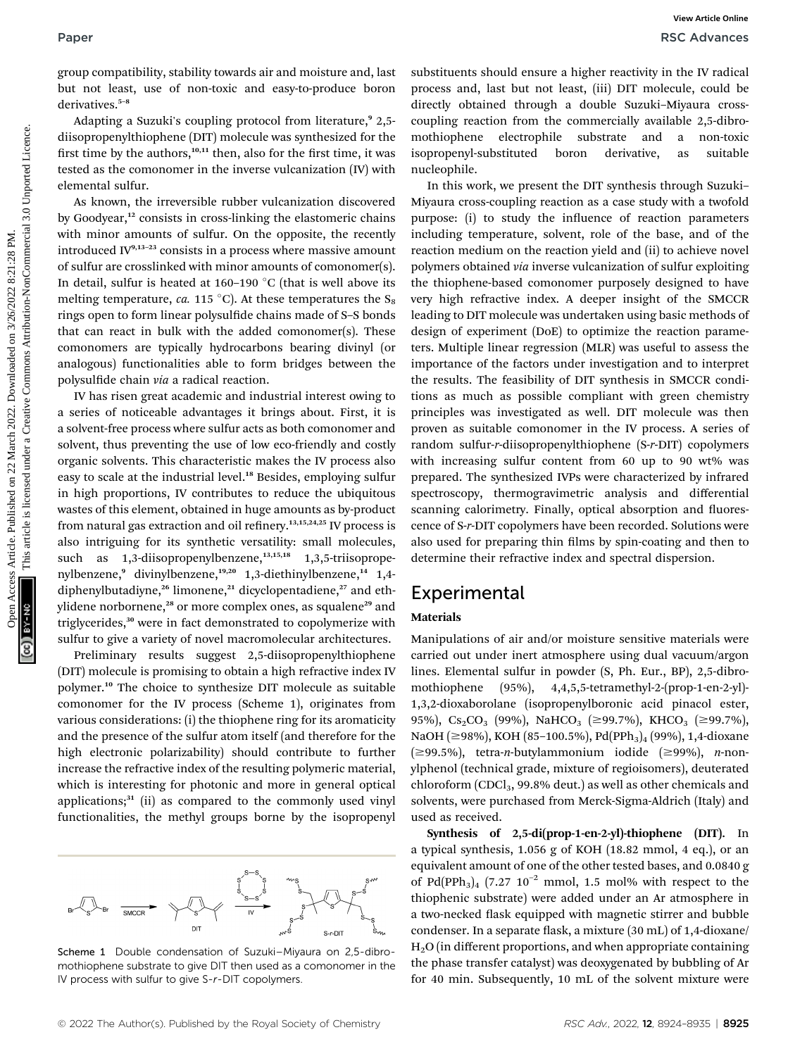group compatibility, stability towards air and moisture and, last but not least, use of non-toxic and easy-to-produce boron derivatives.[5–8]

Adapting a Suzuki's coupling protocol from literature,[9] 2,5-diisopropenylthiophene (DIT) molecule was synthesized for the first time by the authors,[10,11] then, also for the first time, it was tested as the comonomer in the inverse vulcanization (IV) with elemental sulfur.

As known, the irreversible rubber vulcanization discovered by Goodyear,[12] consists in cross-linking the elastomeric chains with minor amounts of sulfur. On the opposite, the recently introduced IV[9,13–23] consists in a process where massive amount of sulfur are crosslinked with minor amounts of comonomer(s). In detail, sulfur is heated at 160–190 °C (that is well above its melting temperature, *ca.* 115 °C). At these temperatures the $S_8$ rings open to form linear polysulfide chains made of S–S bonds that can react in bulk with the added comonomer(s). These comonomers are typically hydrocarbons bearing divinyl (or analogous) functionalities able to form bridges between the polysulfide chain *via* a radical reaction.

IV has risen great academic and industrial interest owing to a series of noticeable advantages it brings about. First, it is a solvent-free process where sulfur acts as both comonomer and solvent, thus preventing the use of low eco-friendly and costly organic solvents. This characteristic makes the IV process also easy to scale at the industrial level.[18] Besides, employing sulfur in high proportions, IV contributes to reduce the ubiquitous wastes of this element, obtained in huge amounts as by-product from natural gas extraction and oil refinery.[13,15,24,25] IV process is also intriguing for its synthetic versatility: small molecules, such as 1,3-diisopropenylbenzene,[13,15,18] 1,3,5-triisopropenylbenzene,[9] divinylbenzene,[19,20] 1,3-diethinylbenzene,[14] 1,4-diphenylbutadiyne,[26] limonene,[21] dicyclopentadiene,[27] and ethylidene norbornene,[28] or more complex ones, as squalene[29] and triglycerides,[30] were in fact demonstrated to copolymerize with sulfur to give a variety of novel macromolecular architectures.

Preliminary results suggest 2,5-diisopropenylthiophene (DIT) molecule is promising to obtain a high refractive index IV polymer.[10] The choice to synthesize DIT molecule as suitable comonomer for the IV process (Scheme 1), originates from various considerations: (i) the thiophene ring for its aromaticity and the presence of the sulfur atom itself (and therefore for the high electronic polarizability) should contribute to further increase the refractive index of the resulting polymeric material, which is interesting for photonic and more in general optical applications;[31] (ii) as compared to the commonly used vinyl functionalities, the methyl groups borne by the isopropenyl substituents should ensure a higher reactivity in the IV radical process and, last but not least, (iii) DIT molecule, could be directly obtained through a double Suzuki–Miyaura cross-coupling reaction from the commercially available 2,5-dibromothiophene electrophile substrate and a non-toxic isopropenyl-substituted boron derivative, as suitable nucleophile.

Scheme 1 Double condensation of Suzuki–Miyaura on 2,5-dibromothiophene substrate to give DIT then used as a comonomer in the IV process with sulfur to give S-*r*-DIT copolymers.

In this work, we present the DIT synthesis through Suzuki–Miyaura cross-coupling reaction as a case study with a twofold purpose: (i) to study the influence of reaction parameters including temperature, solvent, role of the base, and of the reaction medium on the reaction yield and (ii) to achieve novel polymers obtained *via* inverse vulcanization of sulfur exploiting the thiophene-based comonomer purposely designed to have very high refractive index. A deeper insight of the SMCCR leading to DIT molecule was undertaken using basic methods of design of experiment (DoE) to optimize the reaction parameters. Multiple linear regression (MLR) was useful to assess the importance of the factors under investigation and to interpret the results. The feasibility of DIT synthesis in SMCCR conditions as much as possible compliant with green chemistry principles was investigated as well. DIT molecule was then proven as suitable comonomer in the IV process. A series of random sulfur-*r*-diisopropenylthiophene (S-*r*-DIT) copolymers with increasing sulfur content from 60 up to 90 wt% was prepared. The synthesized IVPs were characterized by infrared spectroscopy, thermogravimetric analysis and differential scanning calorimetry. Finally, optical absorption and fluorescence of S-*r*-DIT copolymers have been recorded. Solutions were also used for preparing thin films by spin-coating and then to determine their refractive index and spectral dispersion.

## Experimental

### Materials

Manipulations of air and/or moisture sensitive materials were carried out under inert atmosphere using dual vacuum/argon lines. Elemental sulfur in powder (S, Ph. Eur., BP), 2,5-dibromothiophene (95%), 4,4,5,5-tetramethyl-2-(prop-1-en-2-yl)-1,3,2-dioxaborolane (isopropenylboronic acid pinacol ester, 95%), $Cs_2CO_3$ (99%), $NaHCO_3$ (≥99.7%), $KHCO_3$ (≥99.7%), NaOH (≥98%), KOH (85–100.5%), $Pd(PPh_3)_4$ (99%), 1,4-dioxane (≥99.5%), tetra-*n*-butylammonium iodide (≥99%), *n*-nonylphenol (technical grade, mixture of regioisomers), deuterated chloroform ($CDCl_3$, 99.8% deut.) as well as other chemicals and solvents, were purchased from Merck-Sigma-Aldrich (Italy) and used as received.

**Synthesis of 2,5-di(prop-1-en-2-yl)-thiophene (DIT).** In a typical synthesis, 1.056 g of KOH (18.82 mmol, 4 eq.), or an equivalent amount of one of the other tested bases, and 0.0840 g of $Pd(PPh_3)_4$ ($7.27 \times 10^{-2}$ mmol, 1.5 mol% with respect to the thiophenic substrate) were added under an Ar atmosphere in a two-necked flask equipped with magnetic stirrer and bubble condenser. In a separate flask, a mixture (30 mL) of 1,4-dioxane/$H_2O$ (in different proportions, and when appropriate containing the phase transfer catalyst) was deoxygenated by bubbling of Ar for 40 min. Subsequently, 10 mL of the solvent mixture were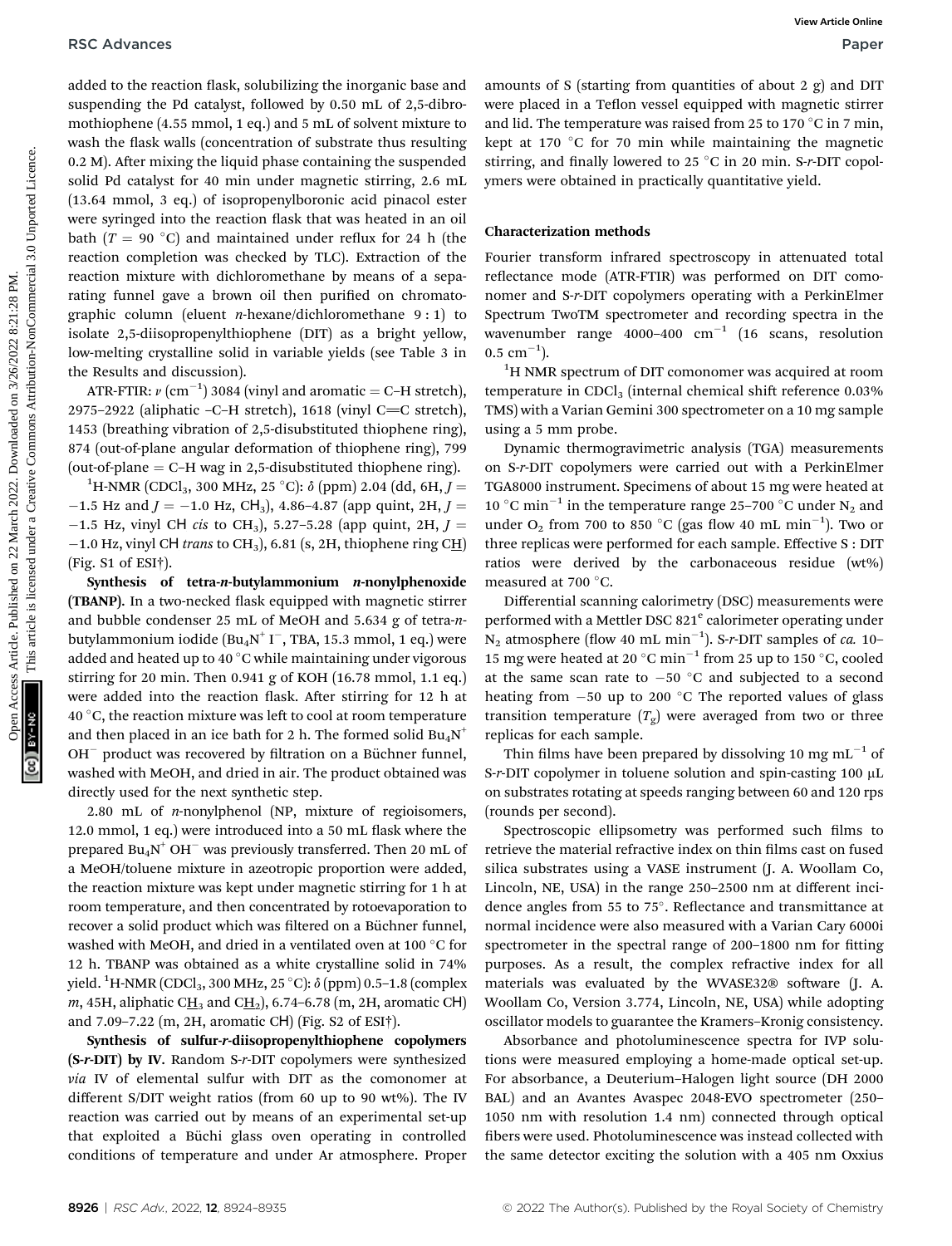added to the reaction flask, solubilizing the inorganic base and suspending the Pd catalyst, followed by 0.50 mL of 2,5-dibromothiophene (4.55 mmol, 1 eq.) and 5 mL of solvent mixture to wash the flask walls (concentration of substrate thus resulting 0.2 M). After mixing the liquid phase containing the suspended solid Pd catalyst for 40 min under magnetic stirring, 2.6 mL (13.64 mmol, 3 eq.) of isopropenylboronic acid pinacol ester were syringed into the reaction flask that was heated in an oil bath ($T = 90$ °C) and maintained under reflux for 24 h (the reaction completion was checked by TLC). Extraction of the reaction mixture with dichloromethane by means of a separating funnel gave a brown oil then purified on chromatographic column (eluent *n*-hexane/dichloromethane 9 : 1) to isolate 2,5-diisopropenylthiophene (DIT) as a bright yellow, low-melting crystalline solid in variable yields (see Table 3 in the Results and discussion).

ATR-FTIR: $\nu$ (cm$^{-1}$) 3084 (vinyl and aromatic =C–H stretch), 2975–2922 (aliphatic –C–H stretch), 1618 (vinyl C=C stretch), 1453 (breathing vibration of 2,5-disubstituted thiophene ring), 874 (out-of-plane angular deformation of thiophene ring), 799 (out-of-plane =C–H wag in 2,5-disubstituted thiophene ring).

$^1$H-NMR (CDCl$_3$, 300 MHz, 25 °C): $\delta$ (ppm) 2.04 (dd, 6H, $J = -1.5$ Hz and $J = -1.0$ Hz, CH$_3$), 4.86–4.87 (app quint, 2H, $J = -1.5$ Hz, vinyl CH *cis* to CH$_3$), 5.27–5.28 (app quint, 2H, $J = -1.0$ Hz, vinyl CH *trans* to CH$_3$), 6.81 (s, 2H, thiophene ring C$\underline{H}$) (Fig. S1 of ESI†).

**Synthesis of tetra-*n*-butylammonium *n*-nonylphenoxide (TBANP).** In a two-necked flask equipped with magnetic stirrer and bubble condenser 25 mL of MeOH and 5.634 g of tetra-*n*-butylammonium iodide (Bu$_4$N$^+$ I$^-$, TBA, 15.3 mmol, 1 eq.) were added and heated up to 40 °C while maintaining under vigorous stirring for 20 min. Then 0.941 g of KOH (16.78 mmol, 1.1 eq.) were added into the reaction flask. After stirring for 12 h at 40 °C, the reaction mixture was left to cool at room temperature and then placed in an ice bath for 2 h. The formed solid Bu$_4$N$^+$ OH$^-$ product was recovered by filtration on a Büchner funnel, washed with MeOH, and dried in air. The product obtained was directly used for the next synthetic step.

2.80 mL of *n*-nonylphenol (NP, mixture of regioisomers, 12.0 mmol, 1 eq.) were introduced into a 50 mL flask where the prepared Bu$_4$N$^+$ OH$^-$ was previously transferred. Then 20 mL of a MeOH/toluene mixture in azeotropic proportion were added, the reaction mixture was kept under magnetic stirring for 1 h at room temperature, and then concentrated by rotoevaporation to recover a solid product which was filtered on a Büchner funnel, washed with MeOH, and dried in a ventilated oven at 100 °C for 12 h. TBANP was obtained as a white crystalline solid in 74% yield. $^1$H-NMR (CDCl$_3$, 300 MHz, 25 °C): $\delta$ (ppm) 0.5–1.8 (complex *m*, 45H, aliphatic C$\underline{H}_3$ and C$\underline{H}_2$), 6.74–6.78 (m, 2H, aromatic CH) and 7.09–7.22 (m, 2H, aromatic CH) (Fig. S2 of ESI†).

**Synthesis of sulfur-*r*-diisopropenylthiophene copolymers (S-*r*-DIT) by IV.** Random S-*r*-DIT copolymers were synthesized *via* IV of elemental sulfur with DIT as the comonomer at different S/DIT weight ratios (from 60 up to 90 wt%). The IV reaction was carried out by means of an experimental set-up that exploited a Büchi glass oven operating in controlled conditions of temperature and under Ar atmosphere. Proper amounts of S (starting from quantities of about 2 g) and DIT were placed in a Teflon vessel equipped with magnetic stirrer and lid. The temperature was raised from 25 to 170 °C in 7 min, kept at 170 °C for 70 min while maintaining the magnetic stirring, and finally lowered to 25 °C in 20 min. S-*r*-DIT copolymers were obtained in practically quantitative yield.

### Characterization methods

Fourier transform infrared spectroscopy in attenuated total reflectance mode (ATR-FTIR) was performed on DIT comonomer and S-*r*-DIT copolymers operating with a PerkinElmer Spectrum TwoTM spectrometer and recording spectra in the wavenumber range 4000–400 cm$^{-1}$ (16 scans, resolution 0.5 cm$^{-1}$).

$^1$H NMR spectrum of DIT comonomer was acquired at room temperature in CDCl$_3$ (internal chemical shift reference 0.03% TMS) with a Varian Gemini 300 spectrometer on a 10 mg sample using a 5 mm probe.

Dynamic thermogravimetric analysis (TGA) measurements on S-*r*-DIT copolymers were carried out with a PerkinElmer TGA8000 instrument. Specimens of about 15 mg were heated at 10 °C min$^{-1}$ in the temperature range 25–700 °C under N$_2$ and under O$_2$ from 700 to 850 °C (gas flow 40 mL min$^{-1}$). Two or three replicas were performed for each sample. Effective S : DIT ratios were derived by the carbonaceous residue (wt%) measured at 700 °C.

Differential scanning calorimetry (DSC) measurements were performed with a Mettler DSC 821$^e$ calorimeter operating under N$_2$ atmosphere (flow 40 mL min$^{-1}$). S-*r*-DIT samples of *ca.* 10–15 mg were heated at 20 °C min$^{-1}$ from 25 up to 150 °C, cooled at the same scan rate to −50 °C and subjected to a second heating from −50 up to 200 °C The reported values of glass transition temperature ($T_g$) were averaged from two or three replicas for each sample.

Thin films have been prepared by dissolving 10 mg mL$^{-1}$ of S-*r*-DIT copolymer in toluene solution and spin-casting 100 μL on substrates rotating at speeds ranging between 60 and 120 rps (rounds per second).

Spectroscopic ellipsometry was performed such films to retrieve the material refractive index on thin films cast on fused silica substrates using a VASE instrument (J. A. Woollam Co, Lincoln, NE, USA) in the range 250–2500 nm at different incidence angles from 55 to 75°. Reflectance and transmittance at normal incidence were also measured with a Varian Cary 6000i spectrometer in the spectral range of 200–1800 nm for fitting purposes. As a result, the complex refractive index for all materials was evaluated by the WVASE32® software (J. A. Woollam Co, Version 3.774, Lincoln, NE, USA) while adopting oscillator models to guarantee the Kramers–Kronig consistency.

Absorbance and photoluminescence spectra for IVP solutions were measured employing a home-made optical set-up. For absorbance, a Deuterium–Halogen light source (DH 2000 BAL) and an Avantes Avaspec 2048-EVO spectrometer (250–1050 nm with resolution 1.4 nm) connected through optical fibers were used. Photoluminescence was instead collected with the same detector exciting the solution with a 405 nm Oxxius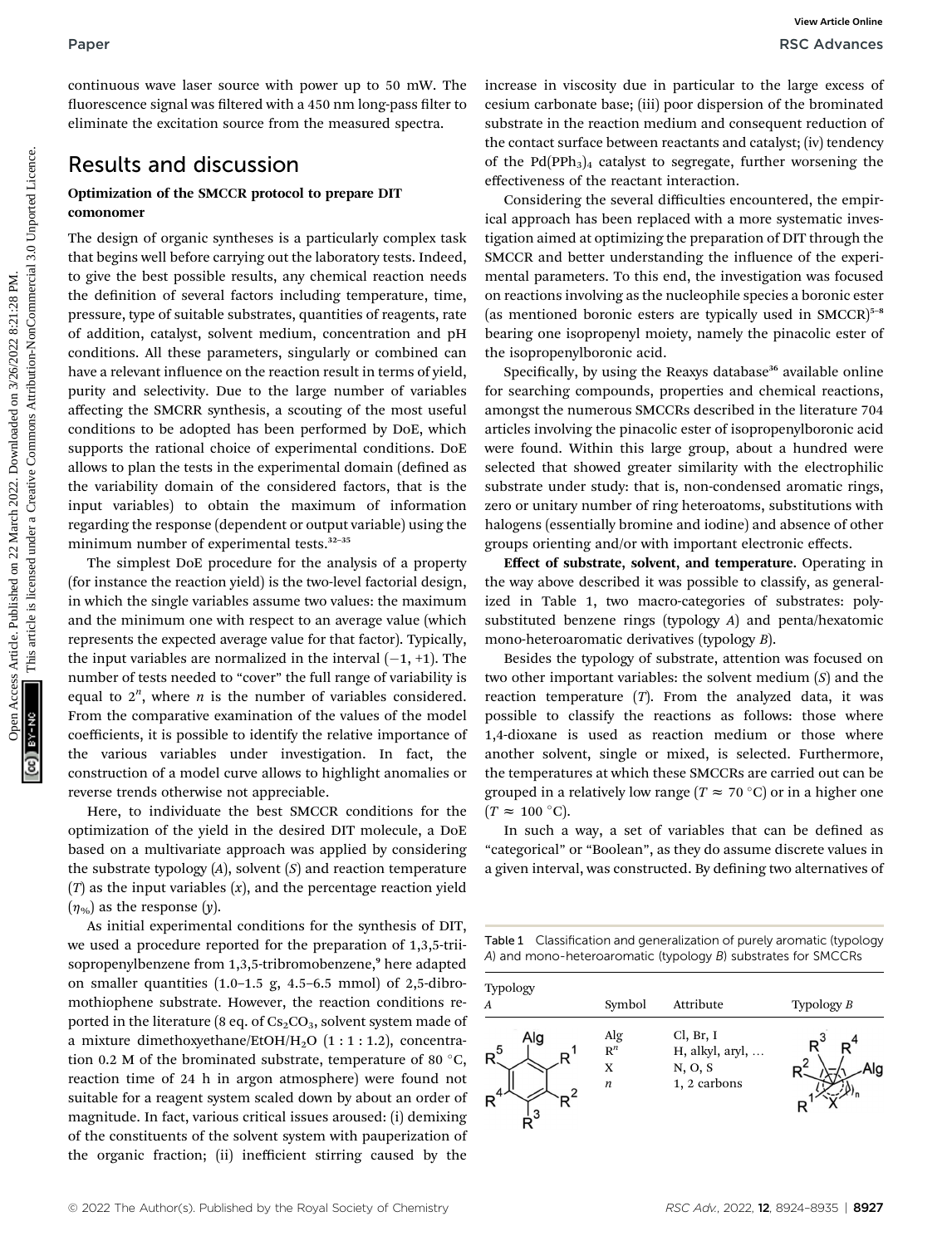continuous wave laser source with power up to 50 mW. The fluorescence signal was filtered with a 450 nm long-pass filter to eliminate the excitation source from the measured spectra.

## Results and discussion

### Optimization of the SMCCR protocol to prepare DIT comonomer

The design of organic syntheses is a particularly complex task that begins well before carrying out the laboratory tests. Indeed, to give the best possible results, any chemical reaction needs the definition of several factors including temperature, time, pressure, type of suitable substrates, quantities of reagents, rate of addition, catalyst, solvent medium, concentration and pH conditions. All these parameters, singularly or combined can have a relevant influence on the reaction result in terms of yield, purity and selectivity. Due to the large number of variables affecting the SMCRR synthesis, a scouting of the most useful conditions to be adopted has been performed by DoE, which supports the rational choice of experimental conditions. DoE allows to plan the tests in the experimental domain (defined as the variability domain of the considered factors, that is the input variables) to obtain the maximum of information regarding the response (dependent or output variable) using the minimum number of experimental tests.[32–35]

The simplest DoE procedure for the analysis of a property (for instance the reaction yield) is the two-level factorial design, in which the single variables assume two values: the maximum and the minimum one with respect to an average value (which represents the expected average value for that factor). Typically, the input variables are normalized in the interval (−1, +1). The number of tests needed to "cover" the full range of variability is equal to $2^n$, where $n$ is the number of variables considered. From the comparative examination of the values of the model coefficients, it is possible to identify the relative importance of the various variables under investigation. In fact, the construction of a model curve allows to highlight anomalies or reverse trends otherwise not appreciable.

Here, to individuate the best SMCCR conditions for the optimization of the yield in the desired DIT molecule, a DoE based on a multivariate approach was applied by considering the substrate typology ($A$), solvent ($S$) and reaction temperature ($T$) as the input variables ($x$), and the percentage reaction yield ($\eta_{\%}$) as the response ($y$).

As initial experimental conditions for the synthesis of DIT, we used a procedure reported for the preparation of 1,3,5-triisopropenylbenzene from 1,3,5-tribromobenzene,[9] here adapted on smaller quantities (1.0–1.5 g, 4.5–6.5 mmol) of 2,5-dibromothiophene substrate. However, the reaction conditions reported in the literature (8 eq. of $Cs_2CO_3$, solvent system made of a mixture dimethoxyethane/EtOH/$H_2O$ (1 : 1 : 1.2), concentration 0.2 M of the brominated substrate, temperature of 80 °C, reaction time of 24 h in argon atmosphere) were found not suitable for a reagent system scaled down by about an order of magnitude. In fact, various critical issues aroused: (i) demixing of the constituents of the solvent system with pauperization of the organic fraction; (ii) inefficient stirring caused by the increase in viscosity due in particular to the large excess of cesium carbonate base; (iii) poor dispersion of the brominated substrate in the reaction medium and consequent reduction of the contact surface between reactants and catalyst; (iv) tendency of the $Pd(PPh_3)_4$ catalyst to segregate, further worsening the effectiveness of the reactant interaction.

Considering the several difficulties encountered, the empirical approach has been replaced with a more systematic investigation aimed at optimizing the preparation of DIT through the SMCCR and better understanding the influence of the experimental parameters. To this end, the investigation was focused on reactions involving as the nucleophile species a boronic ester (as mentioned boronic esters are typically used in SMCCR)[5–8] bearing one isopropenyl moiety, namely the pinacolic ester of the isopropenylboronic acid.

Specifically, by using the Reaxys database[36] available online for searching compounds, properties and chemical reactions, amongst the numerous SMCCRs described in the literature 704 articles involving the pinacolic ester of isopropenylboronic acid were found. Within this large group, about a hundred were selected that showed greater similarity with the electrophilic substrate under study: that is, non-condensed aromatic rings, zero or unitary number of ring heteroatoms, substitutions with halogens (essentially bromine and iodine) and absence of other groups orienting and/or with important electronic effects.

**Effect of substrate, solvent, and temperature.** Operating in the way above described it was possible to classify, as generalized in Table 1, two macro-categories of substrates: polysubstituted benzene rings (typology $A$) and penta/hexatomic mono-heteroaromatic derivatives (typology $B$).

Besides the typology of substrate, attention was focused on two other important variables: the solvent medium ($S$) and the reaction temperature ($T$). From the analyzed data, it was possible to classify the reactions as follows: those where 1,4-dioxane is used as reaction medium or those where another solvent, single or mixed, is selected. Furthermore, the temperatures at which these SMCCRs are carried out can be grouped in a relatively low range ($T \approx 70$ °C) or in a higher one ($T \approx 100$ °C).

In such a way, a set of variables that can be defined as "categorical" or "Boolean", as they do assume discrete values in a given interval, was constructed. By defining two alternatives of

Table 1 Classification and generalization of purely aromatic (typology $A$) and mono-heteroaromatic (typology $B$) substrates for SMCCRs

| Typology $A$ | Symbol | Attribute | Typology $B$ |
|---|---|---|---|
| [benzene ring bearing Alg and $R^1$–$R^5$] | Alg | Cl, Br, I | [heteroaromatic ring bearing Alg, $R^1$–$R^4$, X, $n$] |
| | $R^n$ | H, alkyl, aryl, … | |
| | X | N, O, S | |
| | $n$ | 1, 2 carbons | |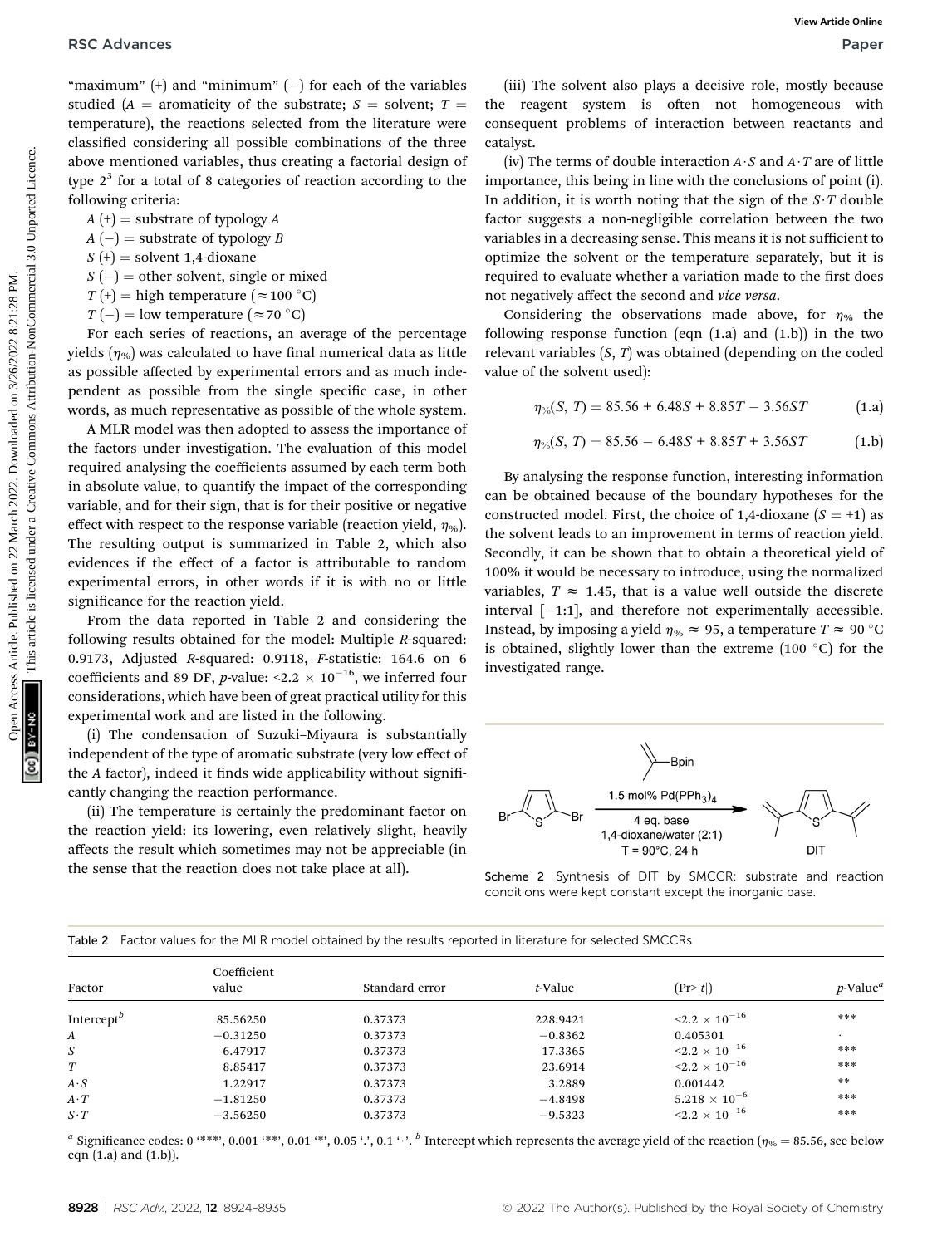"maximum" (+) and "minimum" (−) for each of the variables studied ($A$ = aromaticity of the substrate; $S$ = solvent; $T$ = temperature), the reactions selected from the literature were classified considering all possible combinations of the three above mentioned variables, thus creating a factorial design of type $2^3$ for a total of 8 categories of reaction according to the following criteria:

$A$ (+) = substrate of typology $A$

$A$ (−) = substrate of typology $B$

$S$ (+) = solvent 1,4-dioxane

$S$ (−) = other solvent, single or mixed

$T$ (+) = high temperature (≈100 °C)

$T$ (−) = low temperature (≈70 °C)

For each series of reactions, an average of the percentage yields ($\eta_{\%}$) was calculated to have final numerical data as little as possible affected by experimental errors and as much independent as possible from the single specific case, in other words, as much representative as possible of the whole system.

A MLR model was then adopted to assess the importance of the factors under investigation. The evaluation of this model required analysing the coefficients assumed by each term both in absolute value, to quantify the impact of the corresponding variable, and for their sign, that is for their positive or negative effect with respect to the response variable (reaction yield, $\eta_{\%}$). The resulting output is summarized in Table 2, which also evidences if the effect of a factor is attributable to random experimental errors, in other words if it is with no or little significance for the reaction yield.

From the data reported in Table 2 and considering the following results obtained for the model: Multiple $R$-squared: 0.9173, Adjusted $R$-squared: 0.9118, $F$-statistic: 164.6 on 6 coefficients and 89 DF, $p$-value: $<2.2 \times 10^{-16}$, we inferred four considerations, which have been of great practical utility for this experimental work and are listed in the following.

(i) The condensation of Suzuki–Miyaura is substantially independent of the type of aromatic substrate (very low effect of the $A$ factor), indeed it finds wide applicability without significantly changing the reaction performance.

(ii) The temperature is certainly the predominant factor on the reaction yield: its lowering, even relatively slight, heavily affects the result which sometimes may not be appreciable (in the sense that the reaction does not take place at all).

(iii) The solvent also plays a decisive role, mostly because the reagent system is often not homogeneous with consequent problems of interaction between reactants and catalyst.

(iv) The terms of double interaction $A \cdot S$ and $A \cdot T$ are of little importance, this being in line with the conclusions of point (i). In addition, it is worth noting that the sign of the $S \cdot T$ double factor suggests a non-negligible correlation between the two variables in a decreasing sense. This means it is not sufficient to optimize the solvent or the temperature separately, but it is required to evaluate whether a variation made to the first does not negatively affect the second and *vice versa*.

Considering the observations made above, for $\eta_{\%}$ the following response function (eqn (1.a) and (1.b)) in the two relevant variables ($S$, $T$) was obtained (depending on the coded value of the solvent used):

$$\eta_{\%}(S, T) = 85.56 + 6.48S + 8.85T - 3.56ST \tag{1.a}$$

$$\eta_{\%}(S, T) = 85.56 - 6.48S + 8.85T + 3.56ST \tag{1.b}$$

By analysing the response function, interesting information can be obtained because of the boundary hypotheses for the constructed model. First, the choice of 1,4-dioxane ($S$ = +1) as the solvent leads to an improvement in terms of reaction yield. Secondly, it can be shown that to obtain a theoretical yield of 100% it would be necessary to introduce, using the normalized variables, $T \approx 1.45$, that is a value well outside the discrete interval [−1:1], and therefore not experimentally accessible. Instead, by imposing a yield $\eta_{\%} \approx 95$, a temperature $T \approx 90$ °C is obtained, slightly lower than the extreme (100 °C) for the investigated range.

Scheme 2 Synthesis of DIT by SMCCR: substrate and reaction conditions were kept constant except the inorganic base.

Table 2 Factor values for the MLR model obtained by the results reported in literature for selected SMCCRs

| Factor | Coefficient value | Standard error | $t$-Value | (Pr>\|$t$\|) | $p$-Value[a] |
|---|---|---|---|---|---|
| Intercept[b] | 85.56250 | 0.37373 | 228.9421 | $<2.2 \times 10^{-16}$ | *** |
| $A$ | −0.31250 | 0.37373 | −0.8362 | 0.405301 | · |
| $S$ | 6.47917 | 0.37373 | 17.3365 | $<2.2 \times 10^{-16}$ | *** |
| $T$ | 8.85417 | 0.37373 | 23.6914 | $<2.2 \times 10^{-16}$ | *** |
| $A \cdot S$ | 1.22917 | 0.37373 | 3.2889 | 0.001442 | ** |
| $A \cdot T$ | −1.81250 | 0.37373 | −4.8498 | $5.218 \times 10^{-6}$ | *** |
| $S \cdot T$ | −3.56250 | 0.37373 | −9.5323 | $<2.2 \times 10^{-16}$ | *** |

[a] Significance codes: 0 '***', 0.001 '**', 0.01 '*', 0.05 '.', 0.1 '·'. [b] Intercept which represents the average yield of the reaction ($\eta_{\%}$ = 85.56, see below eqn (1.a) and (1.b)).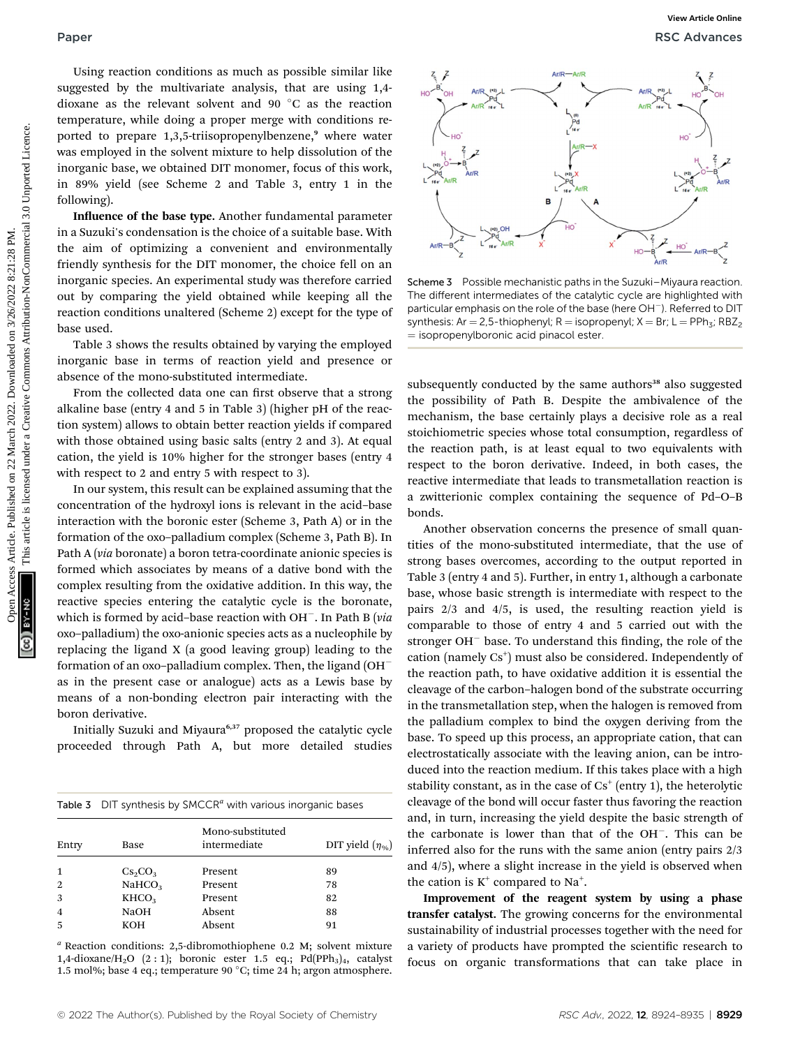Using reaction conditions as much as possible similar like suggested by the multivariate analysis, that are using 1,4-dioxane as the relevant solvent and 90 °C as the reaction temperature, while doing a proper merge with conditions reported to prepare 1,3,5-triisopropenylbenzene,[9] where water was employed in the solvent mixture to help dissolution of the inorganic base, we obtained DIT monomer, focus of this work, in 89% yield (see Scheme 2 and Table 3, entry 1 in the following).

**Influence of the base type.** Another fundamental parameter in a Suzuki's condensation is the choice of a suitable base. With the aim of optimizing a convenient and environmentally friendly synthesis for the DIT monomer, the choice fell on an inorganic species. An experimental study was therefore carried out by comparing the yield obtained while keeping all the reaction conditions unaltered (Scheme 2) except for the type of base used.

Table 3 shows the results obtained by varying the employed inorganic base in terms of reaction yield and presence or absence of the mono-substituted intermediate.

From the collected data one can first observe that a strong alkaline base (entry 4 and 5 in Table 3) (higher pH of the reaction system) allows to obtain better reaction yields if compared with those obtained using basic salts (entry 2 and 3). At equal cation, the yield is 10% higher for the stronger bases (entry 4 with respect to 2 and entry 5 with respect to 3).

In our system, this result can be explained assuming that the concentration of the hydroxyl ions is relevant in the acid–base interaction with the boronic ester (Scheme 3, Path A) or in the formation of the oxo–palladium complex (Scheme 3, Path B). In Path A (*via* boronate) a boron tetra-coordinate anionic species is formed which associates by means of a dative bond with the complex resulting from the oxidative addition. In this way, the reactive species entering the catalytic cycle is the boronate, which is formed by acid–base reaction with $OH^-$. In Path B (*via* oxo–palladium) the oxo-anionic species acts as a nucleophile by replacing the ligand X (a good leaving group) leading to the formation of an oxo–palladium complex. Then, the ligand ($OH^-$ as in the present case or analogue) acts as a Lewis base by means of a non-bonding electron pair interacting with the boron derivative.

Initially Suzuki and Miyaura[6,37] proposed the catalytic cycle proceeded through Path A, but more detailed studies subsequently conducted by the same authors[38] also suggested the possibility of Path B. Despite the ambivalence of the mechanism, the base certainly plays a decisive role as a real stoichiometric species whose total consumption, regardless of the reaction path, is at least equal to two equivalents with respect to the boron derivative. Indeed, in both cases, the reactive intermediate that leads to transmetallation reaction is a zwitterionic complex containing the sequence of Pd–O–B bonds.

Scheme 3 Possible mechanistic paths in the Suzuki–Miyaura reaction. The different intermediates of the catalytic cycle are highlighted with particular emphasis on the role of the base (here $OH^-$). Referred to DIT synthesis: Ar = 2,5-thiophenyl; R = isopropenyl; X = Br; L = $PPh_3$; $RBZ_2$ = isopropenylboronic acid pinacol ester.

Table 3 DIT synthesis by SMCCR[a] with various inorganic bases

| Entry | Base | Mono-substituted intermediate | DIT yield ($\eta_{\%}$) |
|---|---|---|---|
| 1 | $Cs_2CO_3$ | Present | 89 |
| 2 | $NaHCO_3$ | Present | 78 |
| 3 | $KHCO_3$ | Present | 82 |
| 4 | NaOH | Absent | 88 |
| 5 | KOH | Absent | 91 |

[a] Reaction conditions: 2,5-dibromothiophene 0.2 M; solvent mixture 1,4-dioxane/$H_2O$ (2 : 1); boronic ester 1.5 eq.; $Pd(PPh_3)_4$, catalyst 1.5 mol%; base 4 eq.; temperature 90 °C; time 24 h; argon atmosphere.

Another observation concerns the presence of small quantities of the mono-substituted intermediate, that the use of strong bases overcomes, according to the output reported in Table 3 (entry 4 and 5). Further, in entry 1, although a carbonate base, whose basic strength is intermediate with respect to the pairs 2/3 and 4/5, is used, the resulting reaction yield is comparable to those of entry 4 and 5 carried out with the stronger $OH^-$ base. To understand this finding, the role of the cation (namely $Cs^+$) must also be considered. Independently of the reaction path, to have oxidative addition it is essential the cleavage of the carbon–halogen bond of the substrate occurring in the transmetallation step, when the halogen is removed from the palladium complex to bind the oxygen deriving from the base. To speed up this process, an appropriate cation, that can electrostatically associate with the leaving anion, can be introduced into the reaction medium. If this takes place with a high stability constant, as in the case of $Cs^+$ (entry 1), the heterolytic cleavage of the bond will occur faster thus favoring the reaction and, in turn, increasing the yield despite the basic strength of the carbonate is lower than that of the $OH^-$. This can be inferred also for the runs with the same anion (entry pairs 2/3 and 4/5), where a slight increase in the yield is observed when the cation is $K^+$ compared to $Na^+$.

**Improvement of the reagent system by using a phase transfer catalyst.** The growing concerns for the environmental sustainability of industrial processes together with the need for a variety of products have prompted the scientific research to focus on organic transformations that can take place in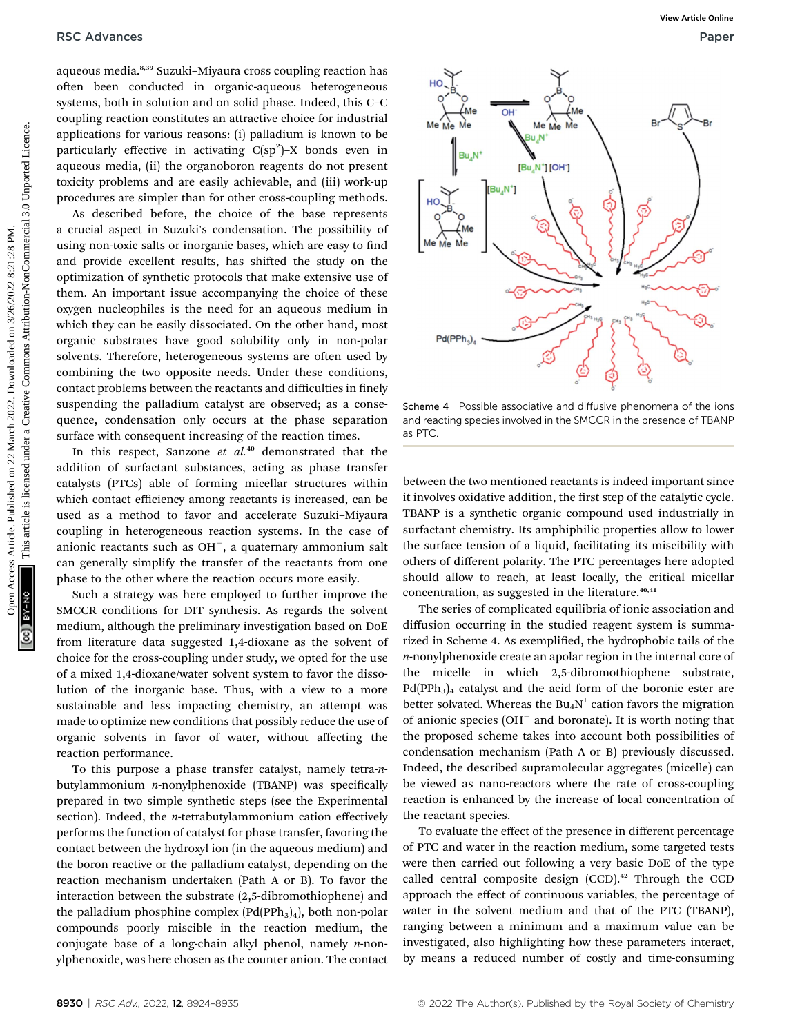aqueous media.[8,39] Suzuki–Miyaura cross coupling reaction has often been conducted in organic-aqueous heterogeneous systems, both in solution and on solid phase. Indeed, this C–C coupling reaction constitutes an attractive choice for industrial applications for various reasons: (i) palladium is known to be particularly effective in activating $C(sp^2)$–X bonds even in aqueous media, (ii) the organoboron reagents do not present toxicity problems and are easily achievable, and (iii) work-up procedures are simpler than for other cross-coupling methods.

As described before, the choice of the base represents a crucial aspect in Suzuki's condensation. The possibility of using non-toxic salts or inorganic bases, which are easy to find and provide excellent results, has shifted the study on the optimization of synthetic protocols that make extensive use of them. An important issue accompanying the choice of these oxygen nucleophiles is the need for an aqueous medium in which they can be easily dissociated. On the other hand, most organic substrates have good solubility only in non-polar solvents. Therefore, heterogeneous systems are often used by combining the two opposite needs. Under these conditions, contact problems between the reactants and difficulties in finely suspending the palladium catalyst are observed; as a consequence, condensation only occurs at the phase separation surface with consequent increasing of the reaction times.

In this respect, Sanzone *et al.*[40] demonstrated that the addition of surfactant substances, acting as phase transfer catalysts (PTCs) able of forming micellar structures within which contact efficiency among reactants is increased, can be used as a method to favor and accelerate Suzuki–Miyaura coupling in heterogeneous reaction systems. In the case of anionic reactants such as $OH^-$, a quaternary ammonium salt can generally simplify the transfer of the reactants from one phase to the other where the reaction occurs more easily.

Such a strategy was here employed to further improve the SMCCR conditions for DIT synthesis. As regards the solvent medium, although the preliminary investigation based on DoE from literature data suggested 1,4-dioxane as the solvent of choice for the cross-coupling under study, we opted for the use of a mixed 1,4-dioxane/water solvent system to favor the dissolution of the inorganic base. Thus, with a view to a more sustainable and less impacting chemistry, an attempt was made to optimize new conditions that possibly reduce the use of organic solvents in favor of water, without affecting the reaction performance.

To this purpose a phase transfer catalyst, namely tetra-*n*-butylammonium *n*-nonylphenoxide (TBANP) was specifically prepared in two simple synthetic steps (see the Experimental section). Indeed, the *n*-tetrabutylammonium cation effectively performs the function of catalyst for phase transfer, favoring the contact between the hydroxyl ion (in the aqueous medium) and the boron reactive or the palladium catalyst, depending on the reaction mechanism undertaken (Path A or B). To favor the interaction between the substrate (2,5-dibromothiophene) and the palladium phosphine complex ($Pd(PPh_3)_4$), both non-polar compounds poorly miscible in the reaction medium, the conjugate base of a long-chain alkyl phenol, namely *n*-nonylphenoxide, was here chosen as the counter anion. The contact between the two mentioned reactants is indeed important since it involves oxidative addition, the first step of the catalytic cycle. TBANP is a synthetic organic compound used industrially in surfactant chemistry. Its amphiphilic properties allow to lower the surface tension of a liquid, facilitating its miscibility with others of different polarity. The PTC percentages here adopted should allow to reach, at least locally, the critical micellar concentration, as suggested in the literature.[40,41]

Scheme 4 Possible associative and diffusive phenomena of the ions and reacting species involved in the SMCCR in the presence of TBANP as PTC.

The series of complicated equilibria of ionic association and diffusion occurring in the studied reagent system is summarized in Scheme 4. As exemplified, the hydrophobic tails of the *n*-nonylphenoxide create an apolar region in the internal core of the micelle in which 2,5-dibromothiophene substrate, $Pd(PPh_3)_4$ catalyst and the acid form of the boronic ester are better solvated. Whereas the $Bu_4N^+$ cation favors the migration of anionic species ($OH^-$ and boronate). It is worth noting that the proposed scheme takes into account both possibilities of condensation mechanism (Path A or B) previously discussed. Indeed, the described supramolecular aggregates (micelle) can be viewed as nano-reactors where the rate of cross-coupling reaction is enhanced by the increase of local concentration of the reactant species.

To evaluate the effect of the presence in different percentage of PTC and water in the reaction medium, some targeted tests were then carried out following a very basic DoE of the type called central composite design (CCD).[42] Through the CCD approach the effect of continuous variables, the percentage of water in the solvent medium and that of the PTC (TBANP), ranging between a minimum and a maximum value can be investigated, also highlighting how these parameters interact, by means a reduced number of costly and time-consuming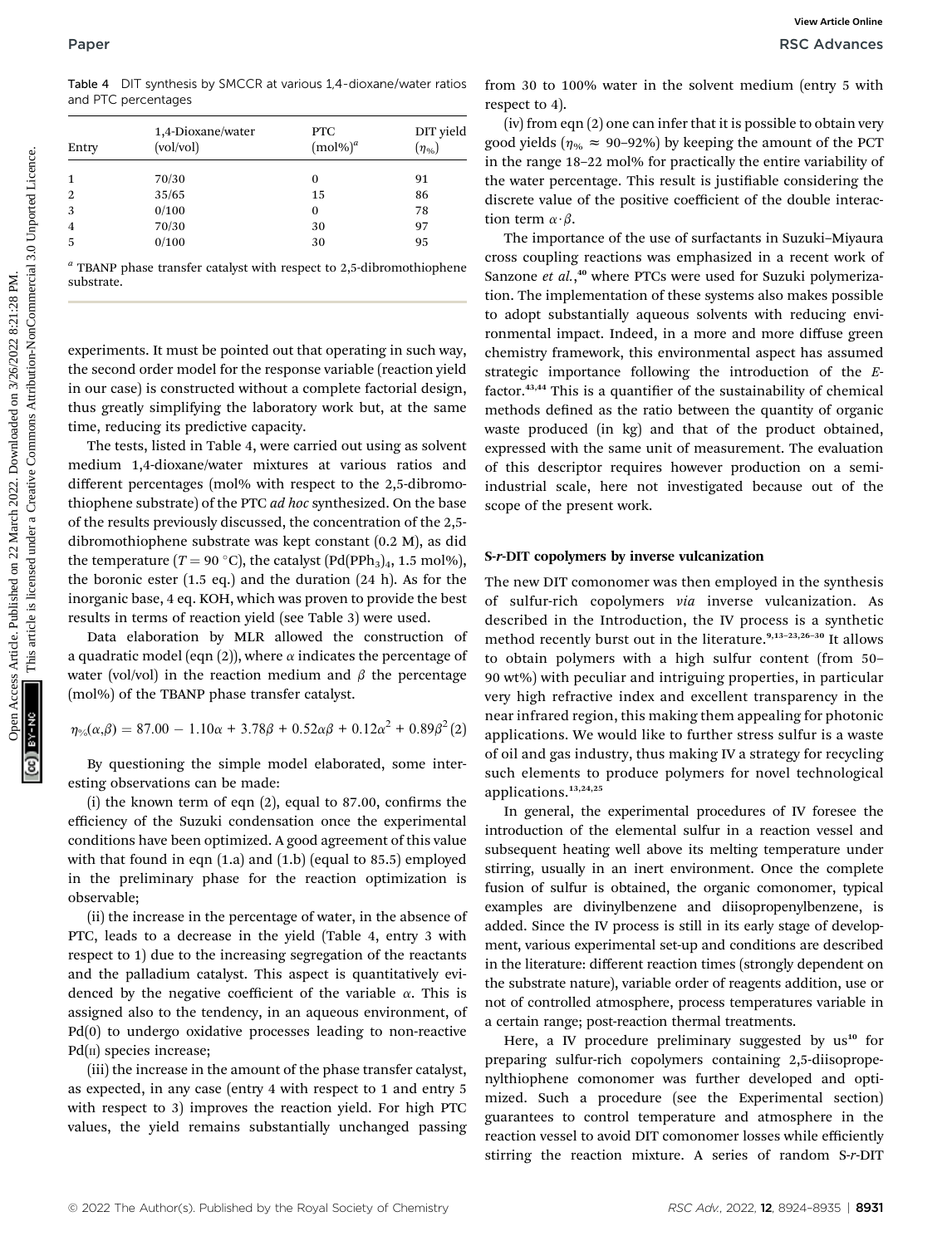Table 4 DIT synthesis by SMCCR at various 1,4-dioxane/water ratios and PTC percentages

| Entry | 1,4-Dioxane/water (vol/vol) | PTC (mol%)[a] | DIT yield ($\eta_{\%}$) |
|---|---|---|---|
| 1 | 70/30 | 0 | 91 |
| 2 | 35/65 | 15 | 86 |
| 3 | 0/100 | 0 | 78 |
| 4 | 70/30 | 30 | 97 |
| 5 | 0/100 | 30 | 95 |

[a] TBANP phase transfer catalyst with respect to 2,5-dibromothiophene substrate.

experiments. It must be pointed out that operating in such way, the second order model for the response variable (reaction yield in our case) is constructed without a complete factorial design, thus greatly simplifying the laboratory work but, at the same time, reducing its predictive capacity.

The tests, listed in Table 4, were carried out using as solvent medium 1,4-dioxane/water mixtures at various ratios and different percentages (mol% with respect to the 2,5-dibromothiophene substrate) of the PTC *ad hoc* synthesized. On the base of the results previously discussed, the concentration of the 2,5-dibromothiophene substrate was kept constant (0.2 M), as did the temperature ($T = 90$ °C), the catalyst ($Pd(PPh_3)_4$, 1.5 mol%), the boronic ester (1.5 eq.) and the duration (24 h). As for the inorganic base, 4 eq. KOH, which was proven to provide the best results in terms of reaction yield (see Table 3) were used.

Data elaboration by MLR allowed the construction of a quadratic model (eqn (2)), where $\alpha$ indicates the percentage of water (vol/vol) in the reaction medium and $\beta$ the percentage (mol%) of the TBANP phase transfer catalyst.

$$\eta_{\%}(\alpha,\beta) = 87.00 - 1.10\alpha + 3.78\beta + 0.52\alpha\beta + 0.12\alpha^2 + 0.89\beta^2 \quad (2)$$

By questioning the simple model elaborated, some interesting observations can be made:

(i) the known term of eqn (2), equal to 87.00, confirms the efficiency of the Suzuki condensation once the experimental conditions have been optimized. A good agreement of this value with that found in eqn (1.a) and (1.b) (equal to 85.5) employed in the preliminary phase for the reaction optimization is observable;

(ii) the increase in the percentage of water, in the absence of PTC, leads to a decrease in the yield (Table 4, entry 3 with respect to 1) due to the increasing segregation of the reactants and the palladium catalyst. This aspect is quantitatively evidenced by the negative coefficient of the variable $\alpha$. This is assigned also to the tendency, in an aqueous environment, of Pd(0) to undergo oxidative processes leading to non-reactive Pd(II) species increase;

(iii) the increase in the amount of the phase transfer catalyst, as expected, in any case (entry 4 with respect to 1 and entry 5 with respect to 3) improves the reaction yield. For high PTC values, the yield remains substantially unchanged passing from 30 to 100% water in the solvent medium (entry 5 with respect to 4).

(iv) from eqn (2) one can infer that it is possible to obtain very good yields ($\eta_{\%} \approx$ 90–92%) by keeping the amount of the PCT in the range 18–22 mol% for practically the entire variability of the water percentage. This result is justifiable considering the discrete value of the positive coefficient of the double interaction term $\alpha \cdot \beta$.

The importance of the use of surfactants in Suzuki–Miyaura cross coupling reactions was emphasized in a recent work of Sanzone *et al.*,[40] where PTCs were used for Suzuki polymerization. The implementation of these systems also makes possible to adopt substantially aqueous solvents with reducing environmental impact. Indeed, in a more and more diffuse green chemistry framework, this environmental aspect has assumed strategic importance following the introduction of the *E*-factor.[43,44] This is a quantifier of the sustainability of chemical methods defined as the ratio between the quantity of organic waste produced (in kg) and that of the product obtained, expressed with the same unit of measurement. The evaluation of this descriptor requires however production on a semi-industrial scale, here not investigated because out of the scope of the present work.

### S-*r*-DIT copolymers by inverse vulcanization

The new DIT comonomer was then employed in the synthesis of sulfur-rich copolymers *via* inverse vulcanization. As described in the Introduction, the IV process is a synthetic method recently burst out in the literature.[9,13–23,26–30] It allows to obtain polymers with a high sulfur content (from 50–90 wt%) with peculiar and intriguing properties, in particular very high refractive index and excellent transparency in the near infrared region, this making them appealing for photonic applications. We would like to further stress sulfur is a waste of oil and gas industry, thus making IV a strategy for recycling such elements to produce polymers for novel technological applications.[13,24,25]

In general, the experimental procedures of IV foresee the introduction of the elemental sulfur in a reaction vessel and subsequent heating well above its melting temperature under stirring, usually in an inert environment. Once the complete fusion of sulfur is obtained, the organic comonomer, typical examples are divinylbenzene and diisopropenylbenzene, is added. Since the IV process is still in its early stage of development, various experimental set-up and conditions are described in the literature: different reaction times (strongly dependent on the substrate nature), variable order of reagents addition, use or not of controlled atmosphere, process temperatures variable in a certain range; post-reaction thermal treatments.

Here, a IV procedure preliminary suggested by us[10] for preparing sulfur-rich copolymers containing 2,5-diisopropenylthiophene comonomer was further developed and optimized. Such a procedure (see the Experimental section) guarantees to control temperature and atmosphere in the reaction vessel to avoid DIT comonomer losses while efficiently stirring the reaction mixture. A series of random S-*r*-DIT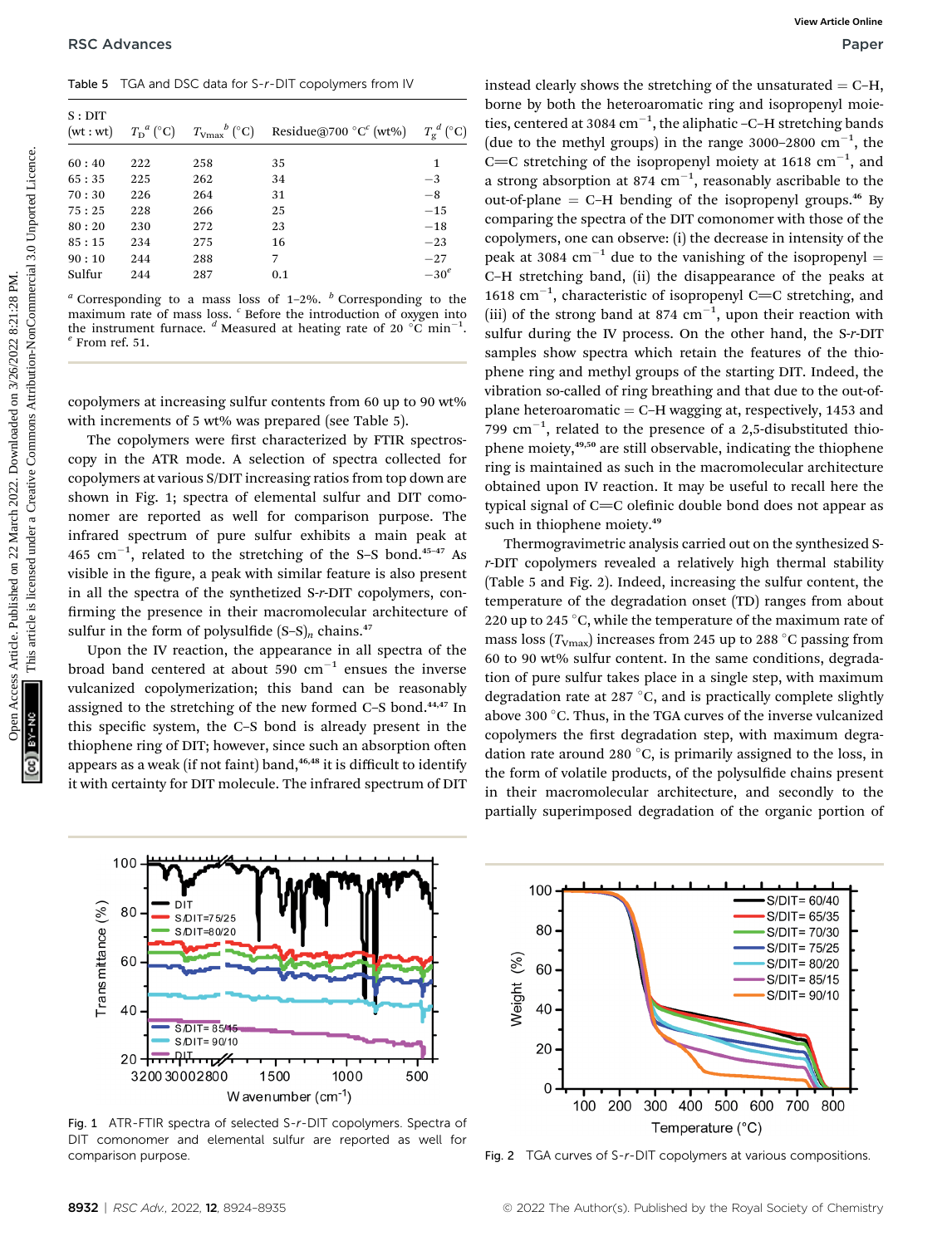Table 5 TGA and DSC data for S-r-DIT copolymers from IV

| S : DIT (wt : wt) | $T_D$[a] (°C) | $T_{Vmax}$[b] (°C) | Residue@700 °C[c] (wt%) | $T_g$[d] (°C) |
|---|---|---|---|---|
| 60 : 40 | 222 | 258 | 35 | 1 |
| 65 : 35 | 225 | 262 | 34 | −3 |
| 70 : 30 | 226 | 264 | 31 | −8 |
| 75 : 25 | 228 | 266 | 25 | −15 |
| 80 : 20 | 230 | 272 | 23 | −18 |
| 85 : 15 | 234 | 275 | 16 | −23 |
| 90 : 10 | 244 | 288 | 7 | −27 |
| Sulfur | 244 | 287 | 0.1 | −30[e] |

[a] Corresponding to a mass loss of 1–2%. [b] Corresponding to the maximum rate of mass loss. [c] Before the introduction of oxygen into the instrument furnace. [d] Measured at heating rate of 20 °C min$^{-1}$. [e] From ref. 51.

copolymers at increasing sulfur contents from 60 up to 90 wt% with increments of 5 wt% was prepared (see Table 5).

The copolymers were first characterized by FTIR spectroscopy in the ATR mode. A selection of spectra collected for copolymers at various S/DIT increasing ratios from top down are shown in Fig. 1; spectra of elemental sulfur and DIT comonomer are reported as well for comparison purpose. The infrared spectrum of pure sulfur exhibits a main peak at 465 cm$^{-1}$, related to the stretching of the S–S bond.[45–47] As visible in the figure, a peak with similar feature is also present in all the spectra of the synthetized S-r-DIT copolymers, confirming the presence in their macromolecular architecture of sulfur in the form of polysulfide $(S–S)_n$ chains.[47]

Upon the IV reaction, the appearance in all spectra of the broad band centered at about 590 cm$^{-1}$ ensues the inverse vulcanized copolymerization; this band can be reasonably assigned to the stretching of the new formed C–S bond.[44,47] In this specific system, the C–S bond is already present in the thiophene ring of DIT; however, since such an absorption often appears as a weak (if not faint) band,[46,48] it is difficult to identify it with certainty for DIT molecule. The infrared spectrum of DIT instead clearly shows the stretching of the unsaturated =C–H, borne by both the heteroaromatic ring and isopropenyl moieties, centered at 3084 cm$^{-1}$, the aliphatic –C–H stretching bands (due to the methyl groups) in the range 3000–2800 cm$^{-1}$, the C=C stretching of the isopropenyl moiety at 1618 cm$^{-1}$, and a strong absorption at 874 cm$^{-1}$, reasonably ascribable to the out-of-plane =C–H bending of the isopropenyl groups.[46] By comparing the spectra of the DIT comonomer with those of the copolymers, one can observe: (i) the decrease in intensity of the peak at 3084 cm$^{-1}$ due to the vanishing of the isopropenyl =C–H stretching band, (ii) the disappearance of the peaks at 1618 cm$^{-1}$, characteristic of isopropenyl C=C stretching, and (iii) of the strong band at 874 cm$^{-1}$, upon their reaction with sulfur during the IV process. On the other hand, the S-r-DIT samples show spectra which retain the features of the thiophene ring and methyl groups of the starting DIT. Indeed, the vibration so-called of ring breathing and that due to the out-of-plane heteroaromatic =C–H wagging at, respectively, 1453 and 799 cm$^{-1}$, related to the presence of a 2,5-disubstituted thiophene moiety,[49,50] are still observable, indicating the thiophene ring is maintained as such in the macromolecular architecture obtained upon IV reaction. It may be useful to recall here the typical signal of C=C olefinic double bond does not appear as such in thiophene moiety.[49]

Thermogravimetric analysis carried out on the synthesized S-r-DIT copolymers revealed a relatively high thermal stability (Table 5 and Fig. 2). Indeed, increasing the sulfur content, the temperature of the degradation onset (TD) ranges from about 220 up to 245 °C, while the temperature of the maximum rate of mass loss ($T_{Vmax}$) increases from 245 up to 288 °C passing from 60 to 90 wt% sulfur content. In the same conditions, degradation of pure sulfur takes place in a single step, with maximum degradation rate at 287 °C, and is practically complete slightly above 300 °C. Thus, in the TGA curves of the inverse vulcanized copolymers the first degradation step, with maximum degradation rate around 280 °C, is primarily assigned to the loss, in the form of volatile products, of the polysulfide chains present in their macromolecular architecture, and secondly to the partially superimposed degradation of the organic portion of

Fig. 1 ATR-FTIR spectra of selected S-r-DIT copolymers. Spectra of DIT comonomer and elemental sulfur are reported as well for comparison purpose.

Fig. 2 TGA curves of S-r-DIT copolymers at various compositions.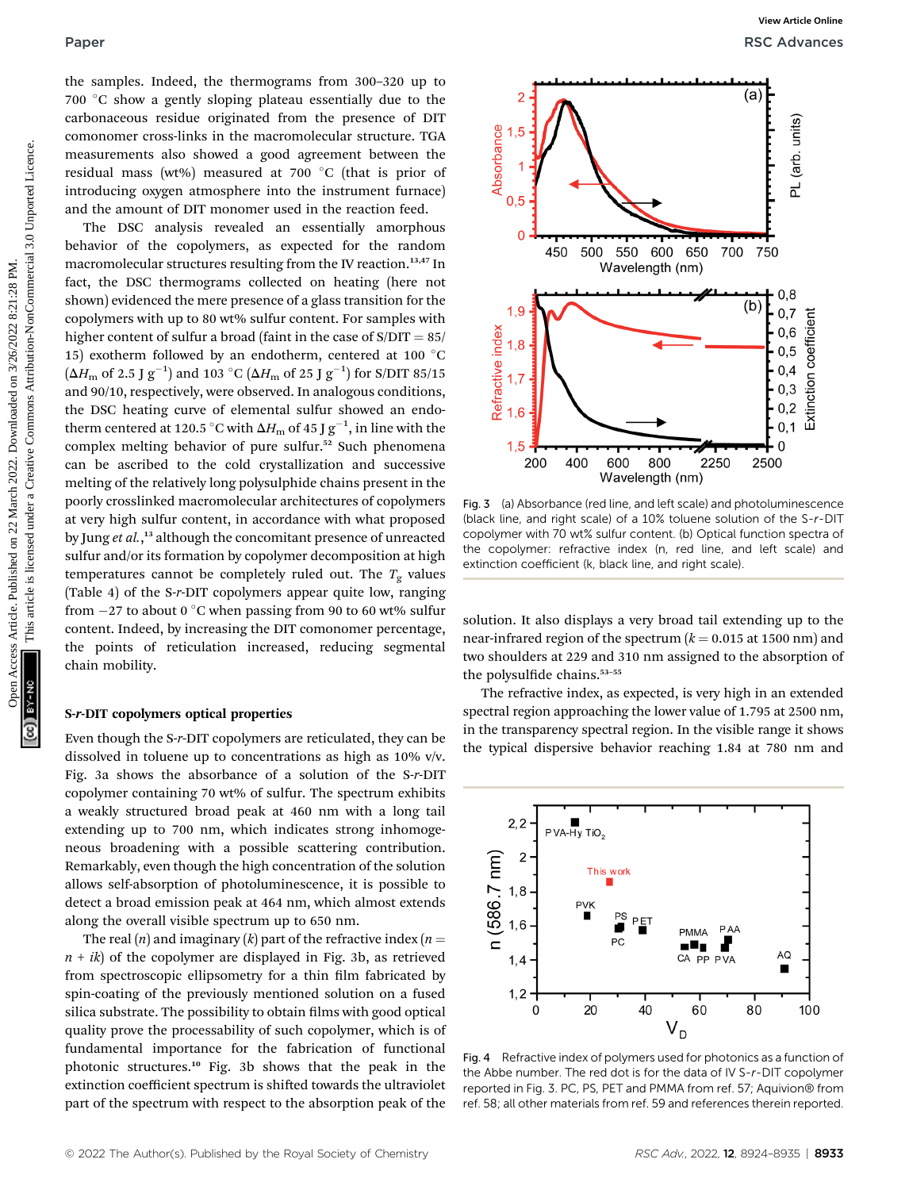the samples. Indeed, the thermograms from 300–320 up to 700 °C show a gently sloping plateau essentially due to the carbonaceous residue originated from the presence of DIT comonomer cross-links in the macromolecular structure. TGA measurements also showed a good agreement between the residual mass (wt%) measured at 700 °C (that is prior of introducing oxygen atmosphere into the instrument furnace) and the amount of DIT monomer used in the reaction feed.

The DSC analysis revealed an essentially amorphous behavior of the copolymers, as expected for the random macromolecular structures resulting from the IV reaction.[13,47] In fact, the DSC thermograms collected on heating (here not shown) evidenced the mere presence of a glass transition for the copolymers with up to 80 wt% sulfur content. For samples with higher content of sulfur a broad (faint in the case of S/DIT = 85/15) exotherm followed by an endotherm, centered at 100 °C ($\Delta H_m$ of 2.5 J g$^{-1}$) and 103 °C ($\Delta H_m$ of 25 J g$^{-1}$) for S/DIT 85/15 and 90/10, respectively, were observed. In analogous conditions, the DSC heating curve of elemental sulfur showed an endotherm centered at 120.5 °C with $\Delta H_m$ of 45 J g$^{-1}$, in line with the complex melting behavior of pure sulfur.[52] Such phenomena can be ascribed to the cold crystallization and successive melting of the relatively long polysulphide chains present in the poorly crosslinked macromolecular architectures of copolymers at very high sulfur content, in accordance with what proposed by Jung *et al.*,[13] although the concomitant presence of unreacted sulfur and/or its formation by copolymer decomposition at high temperatures cannot be completely ruled out. The $T_g$ values (Table 4) of the S-*r*-DIT copolymers appear quite low, ranging from −27 to about 0 °C when passing from 90 to 60 wt% sulfur content. Indeed, by increasing the DIT comonomer percentage, the points of reticulation increased, reducing segmental chain mobility.

### S-*r*-DIT copolymers optical properties

Even though the S-*r*-DIT copolymers are reticulated, they can be dissolved in toluene up to concentrations as high as 10% v/v. Fig. 3a shows the absorbance of a solution of the S-*r*-DIT copolymer containing 70 wt% of sulfur. The spectrum exhibits a weakly structured broad peak at 460 nm with a long tail extending up to 700 nm, which indicates strong inhomogeneous broadening with a possible scattering contribution. Remarkably, even though the high concentration of the solution allows self-absorption of photoluminescence, it is possible to detect a broad emission peak at 464 nm, which almost extends along the overall visible spectrum up to 650 nm.

The real ($n$) and imaginary ($k$) part of the refractive index ($n = n + ik$) of the copolymer are displayed in Fig. 3b, as retrieved from spectroscopic ellipsometry for a thin film fabricated by spin-coating of the previously mentioned solution on a fused silica substrate. The possibility to obtain films with good optical quality prove the processability of such copolymer, which is of fundamental importance for the fabrication of functional photonic structures.[10] Fig. 3b shows that the peak in the extinction coefficient spectrum is shifted towards the ultraviolet part of the spectrum with respect to the absorption peak of the solution. It also displays a very broad tail extending up to the near-infrared region of the spectrum ($k = 0.015$ at 1500 nm) and two shoulders at 229 and 310 nm assigned to the absorption of the polysulfide chains.[53–55]

The refractive index, as expected, is very high in an extended spectral region approaching the lower value of 1.795 at 2500 nm, in the transparency spectral region. In the visible range it shows the typical dispersive behavior reaching 1.84 at 780 nm and

Fig. 3 (a) Absorbance (red line, and left scale) and photoluminescence (black line, and right scale) of a 10% toluene solution of the S-*r*-DIT copolymer with 70 wt% sulfur content. (b) Optical function spectra of the copolymer: refractive index (n, red line, and left scale) and extinction coefficient (k, black line, and right scale).

Fig. 4 Refractive index of polymers used for photonics as a function of the Abbe number. The red dot is for the data of IV S-*r*-DIT copolymer reported in Fig. 3. PC, PS, PET and PMMA from ref. 57; Aquivion® from ref. 58; all other materials from ref. 59 and references therein reported.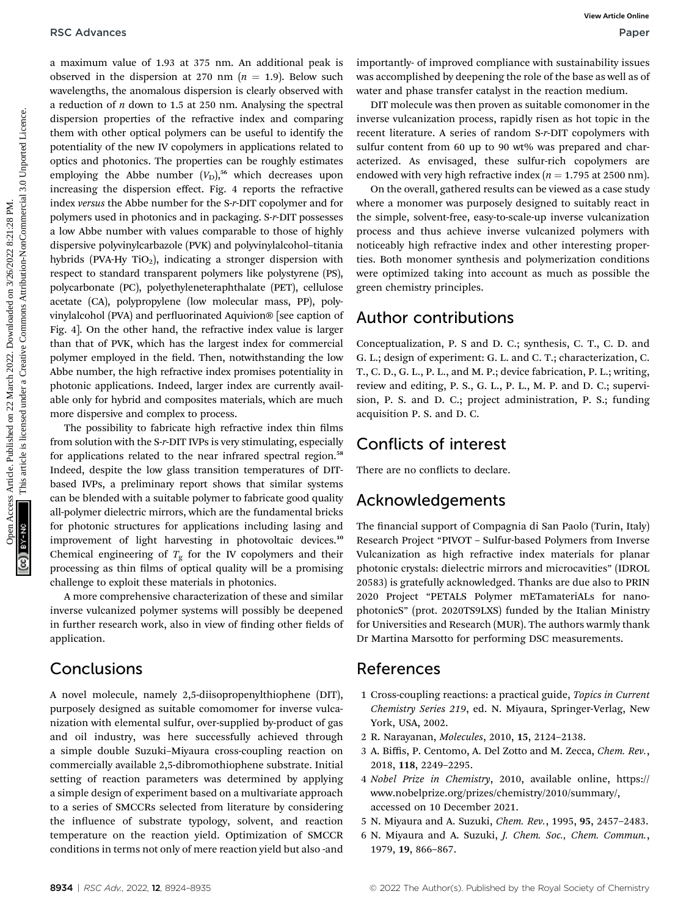a maximum value of 1.93 at 375 nm. An additional peak is observed in the dispersion at 270 nm ($n$ = 1.9). Below such wavelengths, the anomalous dispersion is clearly observed with a reduction of $n$ down to 1.5 at 250 nm. Analysing the spectral dispersion properties of the refractive index and comparing them with other optical polymers can be useful to identify the potentiality of the new IV copolymers in applications related to optics and photonics. The properties can be roughly estimates employing the Abbe number ($V_D$),[56] which decreases upon increasing the dispersion effect. Fig. 4 reports the refractive index *versus* the Abbe number for the S-*r*-DIT copolymer and for polymers used in photonics and in packaging. S-*r*-DIT possesses a low Abbe number with values comparable to those of highly dispersive polyvinylcarbazole (PVK) and polyvinylalcohol–titania hybrids (PVA-Hy $TiO_2$), indicating a stronger dispersion with respect to standard transparent polymers like polystyrene (PS), polycarbonate (PC), polyethyleneteraphthalate (PET), cellulose acetate (CA), polypropylene (low molecular mass, PP), polyvinylalcohol (PVA) and perfluorinated Aquivion® [see caption of Fig. 4]. On the other hand, the refractive index value is larger than that of PVK, which has the largest index for commercial polymer employed in the field. Then, notwithstanding the low Abbe number, the high refractive index promises potentiality in photonic applications. Indeed, larger index are currently available only for hybrid and composites materials, which are much more dispersive and complex to process.

The possibility to fabricate high refractive index thin films from solution with the S-*r*-DIT IVPs is very stimulating, especially for applications related to the near infrared spectral region.[58] Indeed, despite the low glass transition temperatures of DIT-based IVPs, a preliminary report shows that similar systems can be blended with a suitable polymer to fabricate good quality all-polymer dielectric mirrors, which are the fundamental bricks for photonic structures for applications including lasing and improvement of light harvesting in photovoltaic devices.[10] Chemical engineering of $T_g$ for the IV copolymers and their processing as thin films of optical quality will be a promising challenge to exploit these materials in photonics.

A more comprehensive characterization of these and similar inverse vulcanized polymer systems will possibly be deepened in further research work, also in view of finding other fields of application.

## Conclusions

A novel molecule, namely 2,5-diisopropenylthiophene (DIT), purposely designed as suitable comomomer for inverse vulcanization with elemental sulfur, over-supplied by-product of gas and oil industry, was here successfully achieved through a simple double Suzuki–Miyaura cross-coupling reaction on commercially available 2,5-dibromothiophene substrate. Initial setting of reaction parameters was determined by applying a simple design of experiment based on a multivariate approach to a series of SMCCRs selected from literature by considering the influence of substrate typology, solvent, and reaction temperature on the reaction yield. Optimization of SMCCR conditions in terms not only of mere reaction yield but also -and importantly- of improved compliance with sustainability issues was accomplished by deepening the role of the base as well as of water and phase transfer catalyst in the reaction medium.

DIT molecule was then proven as suitable comonomer in the inverse vulcanization process, rapidly risen as hot topic in the recent literature. A series of random S-*r*-DIT copolymers with sulfur content from 60 up to 90 wt% was prepared and characterized. As envisaged, these sulfur-rich copolymers are endowed with very high refractive index ($n$ = 1.795 at 2500 nm).

On the overall, gathered results can be viewed as a case study where a monomer was purposely designed to suitably react in the simple, solvent-free, easy-to-scale-up inverse vulcanization process and thus achieve inverse vulcanized polymers with noticeably high refractive index and other interesting properties. Both monomer synthesis and polymerization conditions were optimized taking into account as much as possible the green chemistry principles.

## Author contributions

Conceptualization, P. S and D. C.; synthesis, C. T., C. D. and G. L.; design of experiment: G. L. and C. T.; characterization, C. T., C. D., G. L., P. L., and M. P.; device fabrication, P. L.; writing, review and editing, P. S., G. L., P. L., M. P. and D. C.; supervision, P. S. and D. C.; project administration, P. S.; funding acquisition P. S. and D. C.

## Conflicts of interest

There are no conflicts to declare.

## Acknowledgements

The financial support of Compagnia di San Paolo (Turin, Italy) Research Project "PIVOT – Sulfur-based Polymers from Inverse Vulcanization as high refractive index materials for planar photonic crystals: dielectric mirrors and microcavities" (IDROL 20583) is gratefully acknowledged. Thanks are due also to PRIN 2020 Project "PETALS Polymer mETamateriALs for nanophotonicS" (prot. 2020TS9LXS) funded by the Italian Ministry for Universities and Research (MUR). The authors warmly thank Dr Martina Marsotto for performing DSC measurements.

## References

1. Cross-coupling reactions: a practical guide, *Topics in Current Chemistry Series 219*, ed. N. Miyaura, Springer-Verlag, New York, USA, 2002.
2. R. Narayanan, *Molecules*, 2010, **15**, 2124–2138.
3. A. Biffis, P. Centomo, A. Del Zotto and M. Zecca, *Chem. Rev.*, 2018, **118**, 2249–2295.
4. *Nobel Prize in Chemistry*, 2010, available online, https://www.nobelprize.org/prizes/chemistry/2010/summary/, accessed on 10 December 2021.
5. N. Miyaura and A. Suzuki, *Chem. Rev.*, 1995, **95**, 2457–2483.
6. N. Miyaura and A. Suzuki, *J. Chem. Soc., Chem. Commun.*, 1979, **19**, 866–867.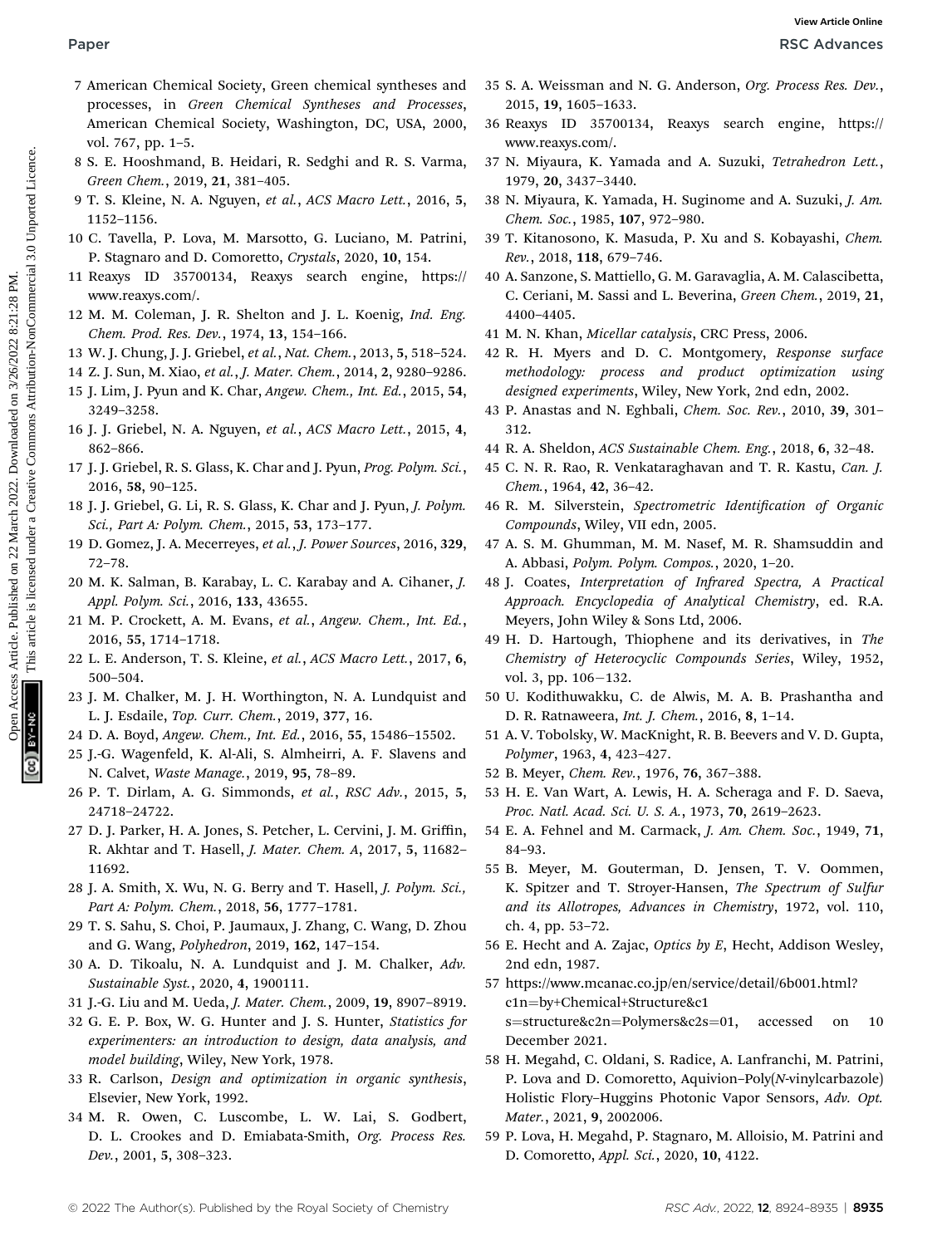7 American Chemical Society, Green chemical syntheses and processes, in *Green Chemical Syntheses and Processes*, American Chemical Society, Washington, DC, USA, 2000, vol. 767, pp. 1–5.

8 S. E. Hooshmand, B. Heidari, R. Sedghi and R. S. Varma, *Green Chem.*, 2019, **21**, 381–405.

9 T. S. Kleine, N. A. Nguyen, *et al.*, *ACS Macro Lett.*, 2016, **5**, 1152–1156.

10 C. Tavella, P. Lova, M. Marsotto, G. Luciano, M. Patrini, P. Stagnaro and D. Comoretto, *Crystals*, 2020, **10**, 154.

11 Reaxys ID 35700134, Reaxys search engine, https://www.reaxys.com/.

12 M. M. Coleman, J. R. Shelton and J. L. Koenig, *Ind. Eng. Chem. Prod. Res. Dev.*, 1974, **13**, 154–166.

13 W. J. Chung, J. J. Griebel, *et al.*, *Nat. Chem.*, 2013, **5**, 518–524.

14 Z. J. Sun, M. Xiao, *et al.*, *J. Mater. Chem.*, 2014, **2**, 9280–9286.

15 J. Lim, J. Pyun and K. Char, *Angew. Chem., Int. Ed.*, 2015, **54**, 3249–3258.

16 J. J. Griebel, N. A. Nguyen, *et al.*, *ACS Macro Lett.*, 2015, **4**, 862–866.

17 J. J. Griebel, R. S. Glass, K. Char and J. Pyun, *Prog. Polym. Sci.*, 2016, **58**, 90–125.

18 J. J. Griebel, G. Li, R. S. Glass, K. Char and J. Pyun, *J. Polym. Sci., Part A: Polym. Chem.*, 2015, **53**, 173–177.

19 D. Gomez, J. A. Mecerreyes, *et al.*, *J. Power Sources*, 2016, **329**, 72–78.

20 M. K. Salman, B. Karabay, L. C. Karabay and A. Cihaner, *J. Appl. Polym. Sci.*, 2016, **133**, 43655.

21 M. P. Crockett, A. M. Evans, *et al.*, *Angew. Chem., Int. Ed.*, 2016, **55**, 1714–1718.

22 L. E. Anderson, T. S. Kleine, *et al.*, *ACS Macro Lett.*, 2017, **6**, 500–504.

23 J. M. Chalker, M. J. H. Worthington, N. A. Lundquist and L. J. Esdaile, *Top. Curr. Chem.*, 2019, **377**, 16.

24 D. A. Boyd, *Angew. Chem., Int. Ed.*, 2016, **55**, 15486–15502.

25 J.-G. Wagenfeld, K. Al-Ali, S. Almheirri, A. F. Slavens and N. Calvet, *Waste Manage.*, 2019, **95**, 78–89.

26 P. T. Dirlam, A. G. Simmonds, *et al.*, *RSC Adv.*, 2015, **5**, 24718–24722.

27 D. J. Parker, H. A. Jones, S. Petcher, L. Cervini, J. M. Griffin, R. Akhtar and T. Hasell, *J. Mater. Chem. A*, 2017, **5**, 11682–11692.

28 J. A. Smith, X. Wu, N. G. Berry and T. Hasell, *J. Polym. Sci., Part A: Polym. Chem.*, 2018, **56**, 1777–1781.

29 T. S. Sahu, S. Choi, P. Jaumaux, J. Zhang, C. Wang, D. Zhou and G. Wang, *Polyhedron*, 2019, **162**, 147–154.

30 A. D. Tikoalu, N. A. Lundquist and J. M. Chalker, *Adv. Sustainable Syst.*, 2020, **4**, 1900111.

31 J.-G. Liu and M. Ueda, *J. Mater. Chem.*, 2009, **19**, 8907–8919.

32 G. E. P. Box, W. G. Hunter and J. S. Hunter, *Statistics for experimenters: an introduction to design, data analysis, and model building*, Wiley, New York, 1978.

33 R. Carlson, *Design and optimization in organic synthesis*, Elsevier, New York, 1992.

34 M. R. Owen, C. Luscombe, L. W. Lai, S. Godbert, D. L. Crookes and D. Emiabata-Smith, *Org. Process Res. Dev.*, 2001, **5**, 308–323.

35 S. A. Weissman and N. G. Anderson, *Org. Process Res. Dev.*, 2015, **19**, 1605–1633.

36 Reaxys ID 35700134, Reaxys search engine, https://www.reaxys.com/.

37 N. Miyaura, K. Yamada and A. Suzuki, *Tetrahedron Lett.*, 1979, **20**, 3437–3440.

38 N. Miyaura, K. Yamada, H. Suginome and A. Suzuki, *J. Am. Chem. Soc.*, 1985, **107**, 972–980.

39 T. Kitanosono, K. Masuda, P. Xu and S. Kobayashi, *Chem. Rev.*, 2018, **118**, 679–746.

40 A. Sanzone, S. Mattiello, G. M. Garavaglia, A. M. Calascibetta, C. Ceriani, M. Sassi and L. Beverina, *Green Chem.*, 2019, **21**, 4400–4405.

41 M. N. Khan, *Micellar catalysis*, CRC Press, 2006.

42 R. H. Myers and D. C. Montgomery, *Response surface methodology: process and product optimization using designed experiments*, Wiley, New York, 2nd edn, 2002.

43 P. Anastas and N. Eghbali, *Chem. Soc. Rev.*, 2010, **39**, 301–312.

44 R. A. Sheldon, *ACS Sustainable Chem. Eng.*, 2018, **6**, 32–48.

45 C. N. R. Rao, R. Venkataraghavan and T. R. Kastu, *Can. J. Chem.*, 1964, **42**, 36–42.

46 R. M. Silverstein, *Spectrometric Identification of Organic Compounds*, Wiley, VII edn, 2005.

47 A. S. M. Ghumman, M. M. Nasef, M. R. Shamsuddin and A. Abbasi, *Polym. Polym. Compos.*, 2020, 1–20.

48 J. Coates, *Interpretation of Infrared Spectra, A Practical Approach. Encyclopedia of Analytical Chemistry*, ed. R.A. Meyers, John Wiley & Sons Ltd, 2006.

49 H. D. Hartough, Thiophene and its derivatives, in *The Chemistry of Heterocyclic Compounds Series*, Wiley, 1952, vol. 3, pp. 106−132.

50 U. Kodithuwakku, C. de Alwis, M. A. B. Prashantha and D. R. Ratnaweera, *Int. J. Chem.*, 2016, **8**, 1–14.

51 A. V. Tobolsky, W. MacKnight, R. B. Beevers and V. D. Gupta, *Polymer*, 1963, **4**, 423–427.

52 B. Meyer, *Chem. Rev.*, 1976, **76**, 367–388.

53 H. E. Van Wart, A. Lewis, H. A. Scheraga and F. D. Saeva, *Proc. Natl. Acad. Sci. U. S. A.*, 1973, **70**, 2619–2623.

54 E. A. Fehnel and M. Carmack, *J. Am. Chem. Soc.*, 1949, **71**, 84–93.

55 B. Meyer, M. Gouterman, D. Jensen, T. V. Oommen, K. Spitzer and T. Stroyer-Hansen, *The Spectrum of Sulfur and its Allotropes, Advances in Chemistry*, 1972, vol. 110, ch. 4, pp. 53–72.

56 E. Hecht and A. Zajac, *Optics by E*, Hecht, Addison Wesley, 2nd edn, 1987.

57 https://www.mcanac.co.jp/en/service/detail/6b001.html?c1n=by+Chemical+Structure&c1s=structure&c2n=Polymers&c2s=01, accessed on 10 December 2021.

58 H. Megahd, C. Oldani, S. Radice, A. Lanfranchi, M. Patrini, P. Lova and D. Comoretto, Aquivion–Poly(*N*-vinylcarbazole) Holistic Flory–Huggins Photonic Vapor Sensors, *Adv. Opt. Mater.*, 2021, **9**, 2002006.

59 P. Lova, H. Megahd, P. Stagnaro, M. Alloisio, M. Patrini and D. Comoretto, *Appl. Sci.*, 2020, **10**, 4122.